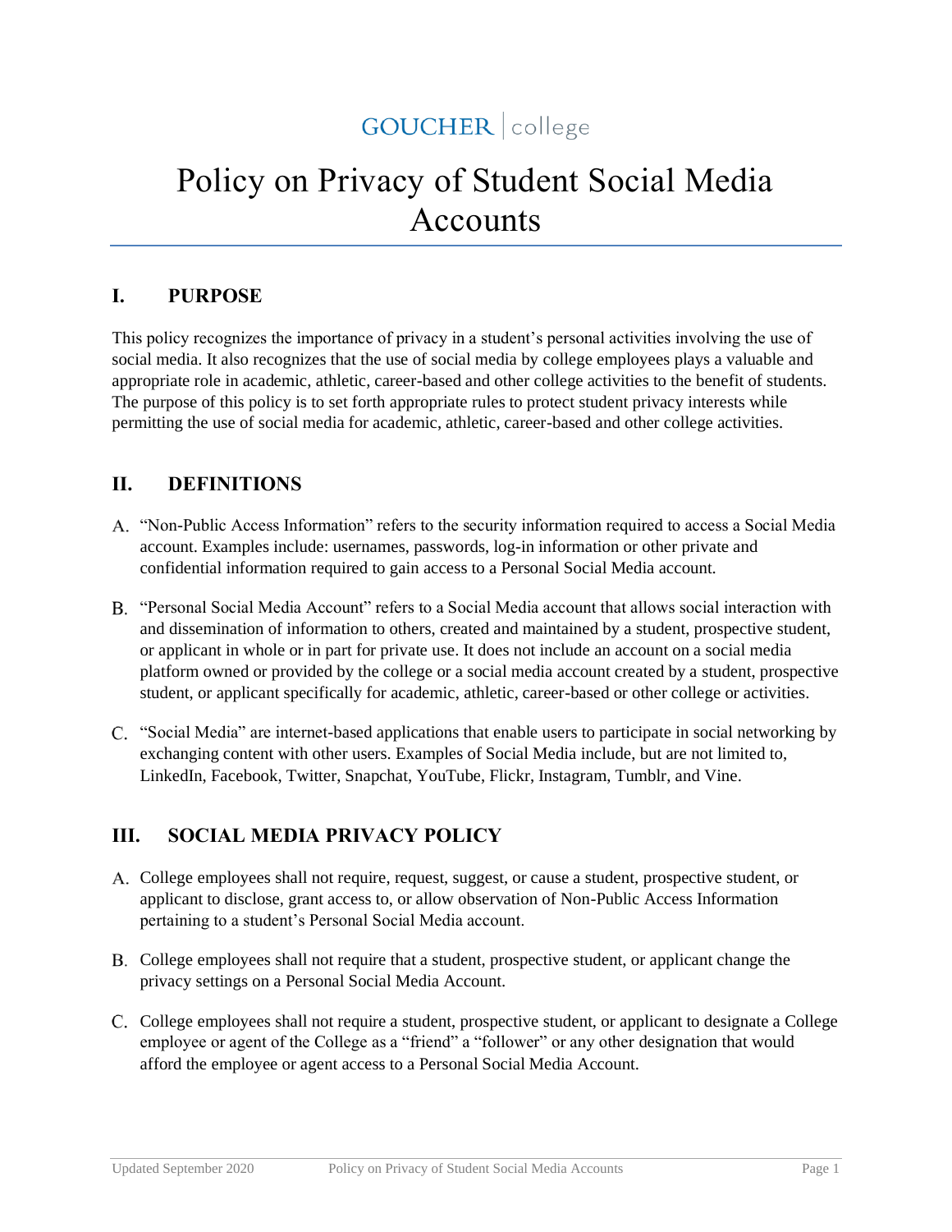GOUCHER | college

# Policy on Privacy of Student Social Media Accounts

## I. PURPOSE

This policy recognizes the importance of privacy in a student's personal activities involving the use of social media. It also recognizes that the use of social media by college employees plays a valuable and appropriate role in academic, athletic, career-based and other college activities to the benefit of students. The purpose of this policy is to set forth appropriate rules to protect student privacy interests while permitting the use of social media for academic, athletic, career-based and other college activities.

## II. DEFINITIONS

A. "Non-Public Access Information" refers to the security information required to access a Social Media account. Examples include: usernames, passwords, log-in information or other private and confidential information required to gain access to a Personal Social Media account.

B. "Personal Social Media Account" refers to a Social Media account that allows social interaction with and dissemination of information to others, created and maintained by a student, prospective student, or applicant in whole or in part for private use. It does not include an account on a social media platform owned or provided by the college or a social media account created by a student, prospective student, or applicant specifically for academic, athletic, career-based or other college or activities.

C. "Social Media" are internet-based applications that enable users to participate in social networking by exchanging content with other users. Examples of Social Media include, but are not limited to, LinkedIn, Facebook, Twitter, Snapchat, YouTube, Flickr, Instagram, Tumblr, and Vine.

## III. SOCIAL MEDIA PRIVACY POLICY

A. College employees shall not require, request, suggest, or cause a student, prospective student, or applicant to disclose, grant access to, or allow observation of Non-Public Access Information pertaining to a student's Personal Social Media account.

B. College employees shall not require that a student, prospective student, or applicant change the privacy settings on a Personal Social Media Account.

C. College employees shall not require a student, prospective student, or applicant to designate a College employee or agent of the College as a "friend" a "follower" or any other designation that would afford the employee or agent access to a Personal Social Media Account.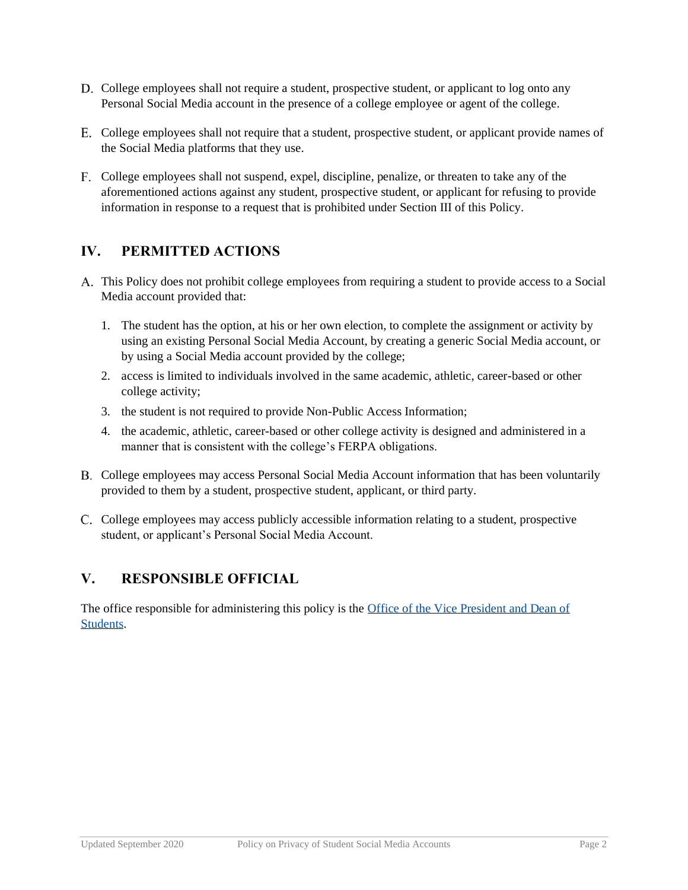D. College employees shall not require a student, prospective student, or applicant to log onto any Personal Social Media account in the presence of a college employee or agent of the college.

E. College employees shall not require that a student, prospective student, or applicant provide names of the Social Media platforms that they use.

F. College employees shall not suspend, expel, discipline, penalize, or threaten to take any of the aforementioned actions against any student, prospective student, or applicant for refusing to provide information in response to a request that is prohibited under Section III of this Policy.

## IV. PERMITTED ACTIONS

A. This Policy does not prohibit college employees from requiring a student to provide access to a Social Media account provided that:

1. The student has the option, at his or her own election, to complete the assignment or activity by using an existing Personal Social Media Account, by creating a generic Social Media account, or by using a Social Media account provided by the college;
2. access is limited to individuals involved in the same academic, athletic, career-based or other college activity;
3. the student is not required to provide Non-Public Access Information;
4. the academic, athletic, career-based or other college activity is designed and administered in a manner that is consistent with the college's FERPA obligations.

B. College employees may access Personal Social Media Account information that has been voluntarily provided to them by a student, prospective student, applicant, or third party.

C. College employees may access publicly accessible information relating to a student, prospective student, or applicant's Personal Social Media Account.

## V. RESPONSIBLE OFFICIAL

The office responsible for administering this policy is the Office of the Vice President and Dean of Students.